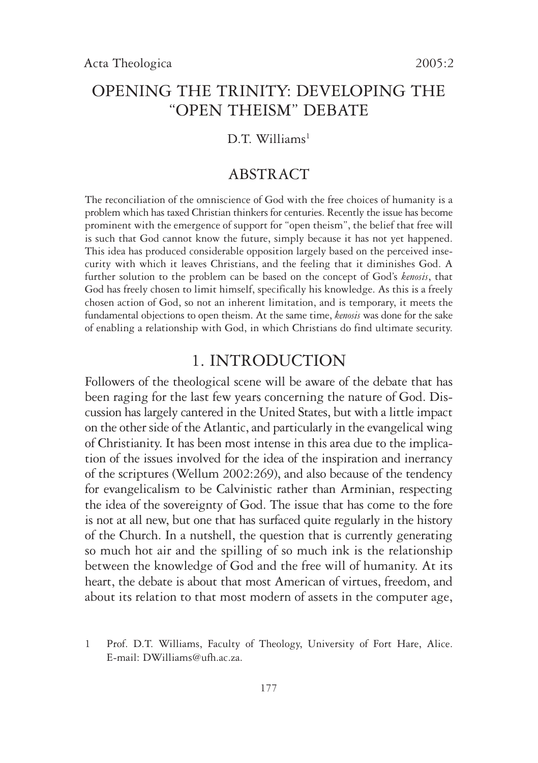# OPENING THE TRINITY: DEVELOPING THE "OPEN THEISM" DEBATE

D.T. Williams[1]

## ABSTRACT

The reconciliation of the omniscience of God with the free choices of humanity is a problem which has taxed Christian thinkers for centuries. Recently the issue has become prominent with the emergence of support for "open theism", the belief that free will is such that God cannot know the future, simply because it has not yet happened. This idea has produced considerable opposition largely based on the perceived insecurity with which it leaves Christians, and the feeling that it diminishes God. A further solution to the problem can be based on the concept of God's *kenosis*, that God has freely chosen to limit himself, specifically his knowledge. As this is a freely chosen action of God, so not an inherent limitation, and is temporary, it meets the fundamental objections to open theism. At the same time, *kenosis* was done for the sake of enabling a relationship with God, in which Christians do find ultimate security.

## 1. INTRODUCTION

Followers of the theological scene will be aware of the debate that has been raging for the last few years concerning the nature of God. Discussion has largely cantered in the United States, but with a little impact on the other side of the Atlantic, and particularly in the evangelical wing of Christianity. It has been most intense in this area due to the implication of the issues involved for the idea of the inspiration and inerrancy of the scriptures (Wellum 2002:269), and also because of the tendency for evangelicalism to be Calvinistic rather than Arminian, respecting the idea of the sovereignty of God. The issue that has come to the fore is not at all new, but one that has surfaced quite regularly in the history of the Church. In a nutshell, the question that is currently generating so much hot air and the spilling of so much ink is the relationship between the knowledge of God and the free will of humanity. At its heart, the debate is about that most American of virtues, freedom, and about its relation to that most modern of assets in the computer age,

1 Prof. D.T. Williams, Faculty of Theology, University of Fort Hare, Alice. E-mail: DWilliams@ufh.ac.za.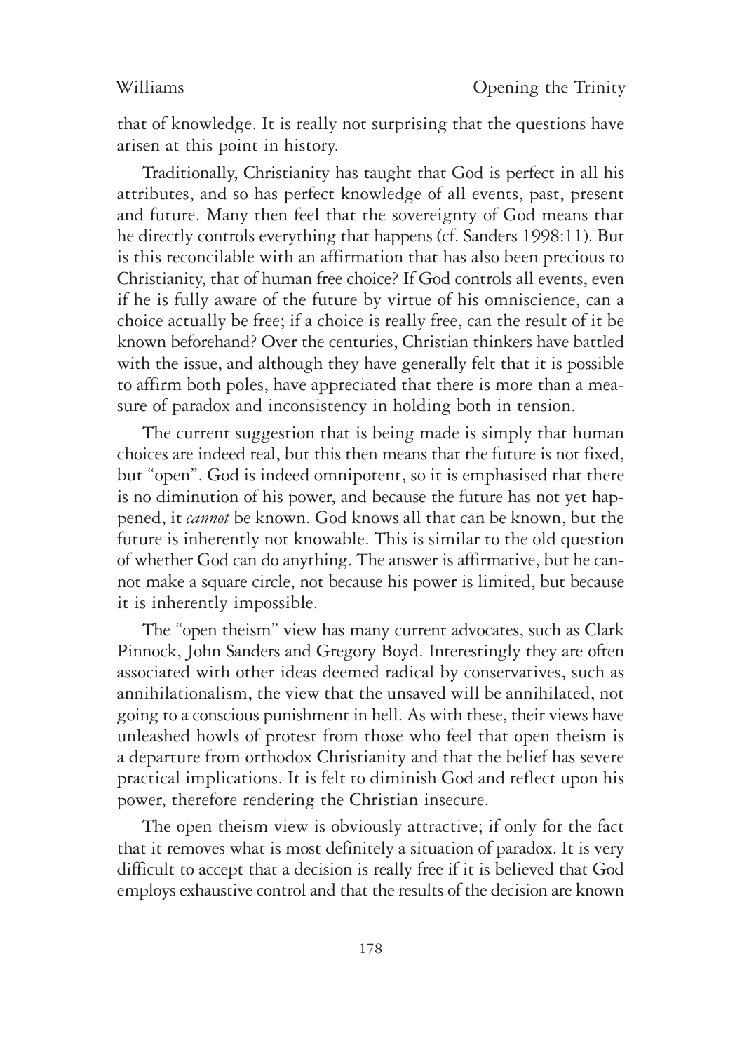that of knowledge. It is really not surprising that the questions have arisen at this point in history.

Traditionally, Christianity has taught that God is perfect in all his attributes, and so has perfect knowledge of all events, past, present and future. Many then feel that the sovereignty of God means that he directly controls everything that happens (cf. Sanders 1998:11). But is this reconcilable with an affirmation that has also been precious to Christianity, that of human free choice? If God controls all events, even if he is fully aware of the future by virtue of his omniscience, can a choice actually be free; if a choice is really free, can the result of it be known beforehand? Over the centuries, Christian thinkers have battled with the issue, and although they have generally felt that it is possible to affirm both poles, have appreciated that there is more than a measure of paradox and inconsistency in holding both in tension.

The current suggestion that is being made is simply that human choices are indeed real, but this then means that the future is not fixed, but "open". God is indeed omnipotent, so it is emphasised that there is no diminution of his power, and because the future has not yet happened, it *cannot* be known. God knows all that can be known, but the future is inherently not knowable. This is similar to the old question of whether God can do anything. The answer is affirmative, but he cannot make a square circle, not because his power is limited, but because it is inherently impossible.

The "open theism" view has many current advocates, such as Clark Pinnock, John Sanders and Gregory Boyd. Interestingly they are often associated with other ideas deemed radical by conservatives, such as annihilationalism, the view that the unsaved will be annihilated, not going to a conscious punishment in hell. As with these, their views have unleashed howls of protest from those who feel that open theism is a departure from orthodox Christianity and that the belief has severe practical implications. It is felt to diminish God and reflect upon his power, therefore rendering the Christian insecure.

The open theism view is obviously attractive; if only for the fact that it removes what is most definitely a situation of paradox. It is very difficult to accept that a decision is really free if it is believed that God employs exhaustive control and that the results of the decision are known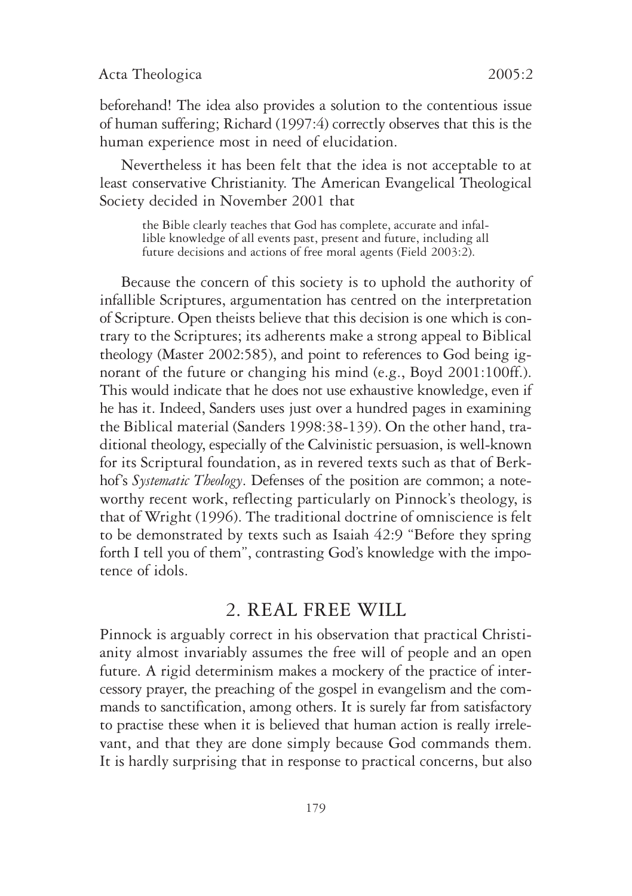beforehand! The idea also provides a solution to the contentious issue of human suffering; Richard (1997:4) correctly observes that this is the human experience most in need of elucidation.

Nevertheless it has been felt that the idea is not acceptable to at least conservative Christianity. The American Evangelical Theological Society decided in November 2001 that

> the Bible clearly teaches that God has complete, accurate and infallible knowledge of all events past, present and future, including all future decisions and actions of free moral agents (Field 2003:2).

Because the concern of this society is to uphold the authority of infallible Scriptures, argumentation has centred on the interpretation of Scripture. Open theists believe that this decision is one which is contrary to the Scriptures; its adherents make a strong appeal to Biblical theology (Master 2002:585), and point to references to God being ignorant of the future or changing his mind (e.g., Boyd 2001:100ff.). This would indicate that he does not use exhaustive knowledge, even if he has it. Indeed, Sanders uses just over a hundred pages in examining the Biblical material (Sanders 1998:38-139). On the other hand, traditional theology, especially of the Calvinistic persuasion, is well-known for its Scriptural foundation, as in revered texts such as that of Berkhof's *Systematic Theology*. Defenses of the position are common; a noteworthy recent work, reflecting particularly on Pinnock's theology, is that of Wright (1996). The traditional doctrine of omniscience is felt to be demonstrated by texts such as Isaiah 42:9 "Before they spring forth I tell you of them", contrasting God's knowledge with the impotence of idols.

## 2. REAL FREE WILL

Pinnock is arguably correct in his observation that practical Christianity almost invariably assumes the free will of people and an open future. A rigid determinism makes a mockery of the practice of intercessory prayer, the preaching of the gospel in evangelism and the commands to sanctification, among others. It is surely far from satisfactory to practise these when it is believed that human action is really irrelevant, and that they are done simply because God commands them. It is hardly surprising that in response to practical concerns, but also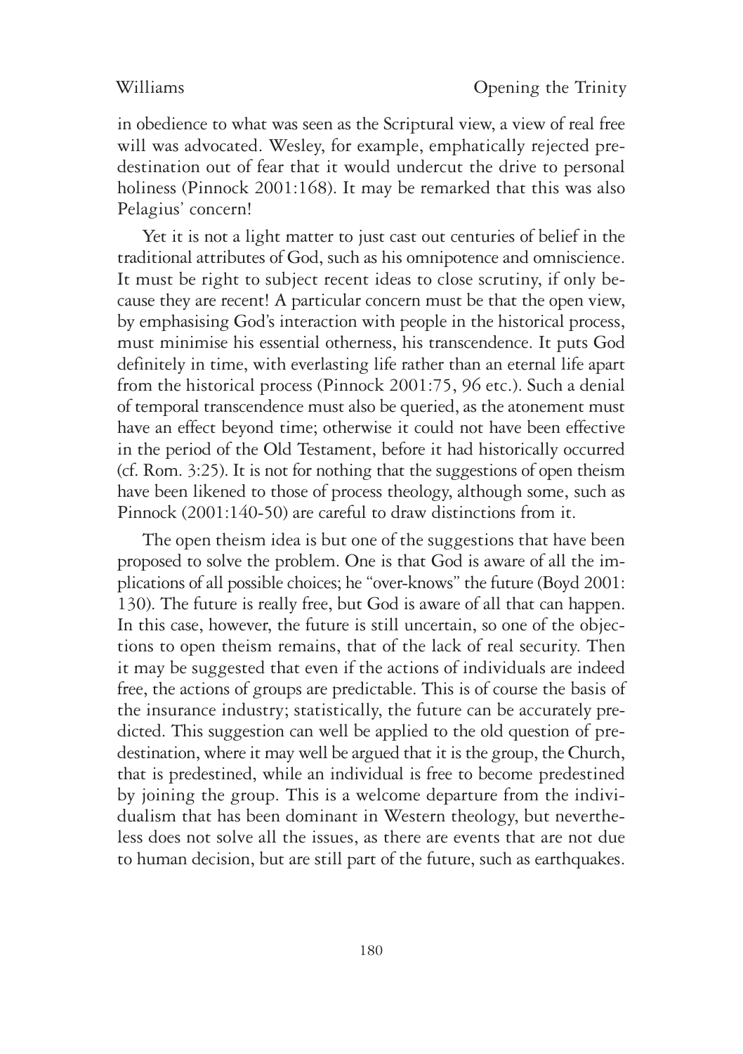in obedience to what was seen as the Scriptural view, a view of real free will was advocated. Wesley, for example, emphatically rejected predestination out of fear that it would undercut the drive to personal holiness (Pinnock 2001:168). It may be remarked that this was also Pelagius' concern!

Yet it is not a light matter to just cast out centuries of belief in the traditional attributes of God, such as his omnipotence and omniscience. It must be right to subject recent ideas to close scrutiny, if only because they are recent! A particular concern must be that the open view, by emphasising God's interaction with people in the historical process, must minimise his essential otherness, his transcendence. It puts God definitely in time, with everlasting life rather than an eternal life apart from the historical process (Pinnock 2001:75, 96 etc.). Such a denial of temporal transcendence must also be queried, as the atonement must have an effect beyond time; otherwise it could not have been effective in the period of the Old Testament, before it had historically occurred (cf. Rom. 3:25). It is not for nothing that the suggestions of open theism have been likened to those of process theology, although some, such as Pinnock (2001:140-50) are careful to draw distinctions from it.

The open theism idea is but one of the suggestions that have been proposed to solve the problem. One is that God is aware of all the implications of all possible choices; he "over-knows" the future (Boyd 2001: 130). The future is really free, but God is aware of all that can happen. In this case, however, the future is still uncertain, so one of the objections to open theism remains, that of the lack of real security. Then it may be suggested that even if the actions of individuals are indeed free, the actions of groups are predictable. This is of course the basis of the insurance industry; statistically, the future can be accurately predicted. This suggestion can well be applied to the old question of predestination, where it may well be argued that it is the group, the Church, that is predestined, while an individual is free to become predestined by joining the group. This is a welcome departure from the individualism that has been dominant in Western theology, but nevertheless does not solve all the issues, as there are events that are not due to human decision, but are still part of the future, such as earthquakes.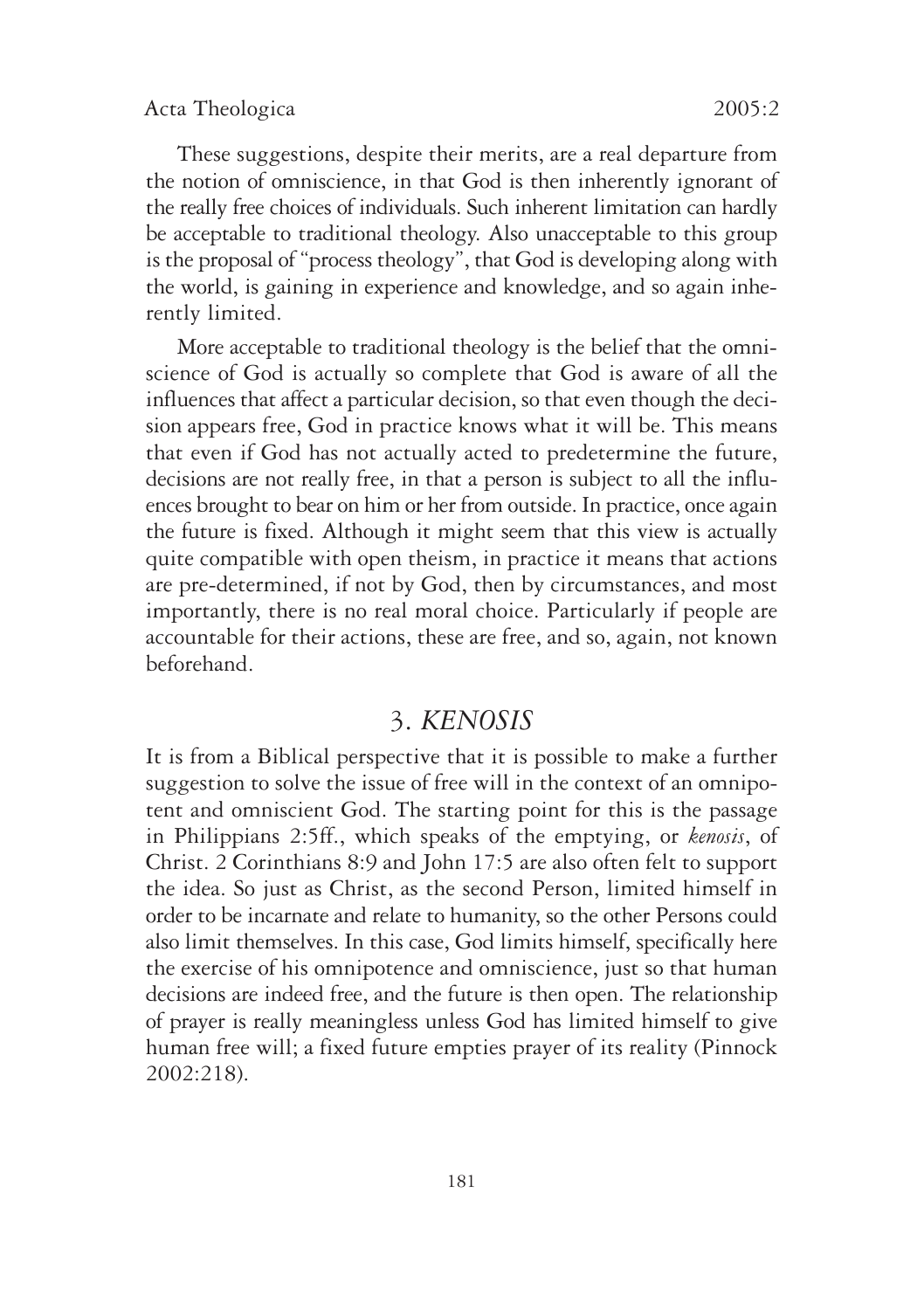These suggestions, despite their merits, are a real departure from the notion of omniscience, in that God is then inherently ignorant of the really free choices of individuals. Such inherent limitation can hardly be acceptable to traditional theology. Also unacceptable to this group is the proposal of "process theology", that God is developing along with the world, is gaining in experience and knowledge, and so again inherently limited.

More acceptable to traditional theology is the belief that the omniscience of God is actually so complete that God is aware of all the influences that affect a particular decision, so that even though the decision appears free, God in practice knows what it will be. This means that even if God has not actually acted to predetermine the future, decisions are not really free, in that a person is subject to all the influences brought to bear on him or her from outside. In practice, once again the future is fixed. Although it might seem that this view is actually quite compatible with open theism, in practice it means that actions are pre-determined, if not by God, then by circumstances, and most importantly, there is no real moral choice. Particularly if people are accountable for their actions, these are free, and so, again, not known beforehand.

## 3. *KENOSIS*

It is from a Biblical perspective that it is possible to make a further suggestion to solve the issue of free will in the context of an omnipotent and omniscient God. The starting point for this is the passage in Philippians 2:5ff., which speaks of the emptying, or *kenosis*, of Christ. 2 Corinthians 8:9 and John 17:5 are also often felt to support the idea. So just as Christ, as the second Person, limited himself in order to be incarnate and relate to humanity, so the other Persons could also limit themselves. In this case, God limits himself, specifically here the exercise of his omnipotence and omniscience, just so that human decisions are indeed free, and the future is then open. The relationship of prayer is really meaningless unless God has limited himself to give human free will; a fixed future empties prayer of its reality (Pinnock 2002:218).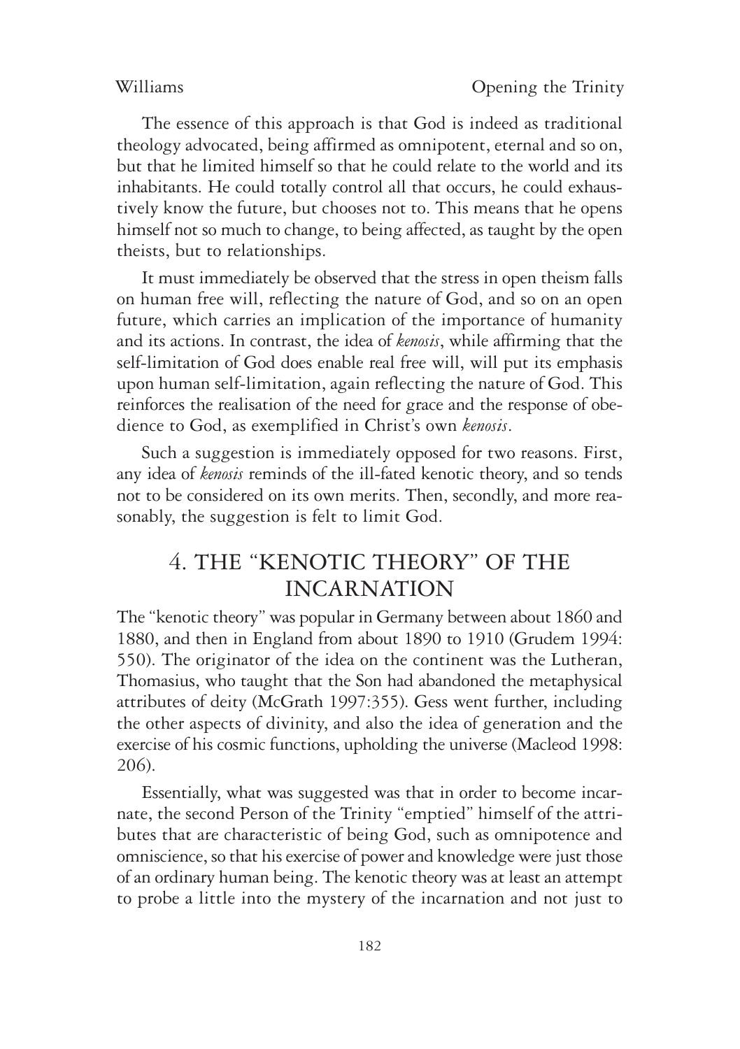The essence of this approach is that God is indeed as traditional theology advocated, being affirmed as omnipotent, eternal and so on, but that he limited himself so that he could relate to the world and its inhabitants. He could totally control all that occurs, he could exhaustively know the future, but chooses not to. This means that he opens himself not so much to change, to being affected, as taught by the open theists, but to relationships.

It must immediately be observed that the stress in open theism falls on human free will, reflecting the nature of God, and so on an open future, which carries an implication of the importance of humanity and its actions. In contrast, the idea of *kenosis*, while affirming that the self-limitation of God does enable real free will, will put its emphasis upon human self-limitation, again reflecting the nature of God. This reinforces the realisation of the need for grace and the response of obedience to God, as exemplified in Christ's own *kenosis*.

Such a suggestion is immediately opposed for two reasons. First, any idea of *kenosis* reminds of the ill-fated kenotic theory, and so tends not to be considered on its own merits. Then, secondly, and more reasonably, the suggestion is felt to limit God.

## 4. THE "KENOTIC THEORY" OF THE INCARNATION

The "kenotic theory" was popular in Germany between about 1860 and 1880, and then in England from about 1890 to 1910 (Grudem 1994: 550). The originator of the idea on the continent was the Lutheran, Thomasius, who taught that the Son had abandoned the metaphysical attributes of deity (McGrath 1997:355). Gess went further, including the other aspects of divinity, and also the idea of generation and the exercise of his cosmic functions, upholding the universe (Macleod 1998: 206).

Essentially, what was suggested was that in order to become incarnate, the second Person of the Trinity "emptied" himself of the attributes that are characteristic of being God, such as omnipotence and omniscience, so that his exercise of power and knowledge were just those of an ordinary human being. The kenotic theory was at least an attempt to probe a little into the mystery of the incarnation and not just to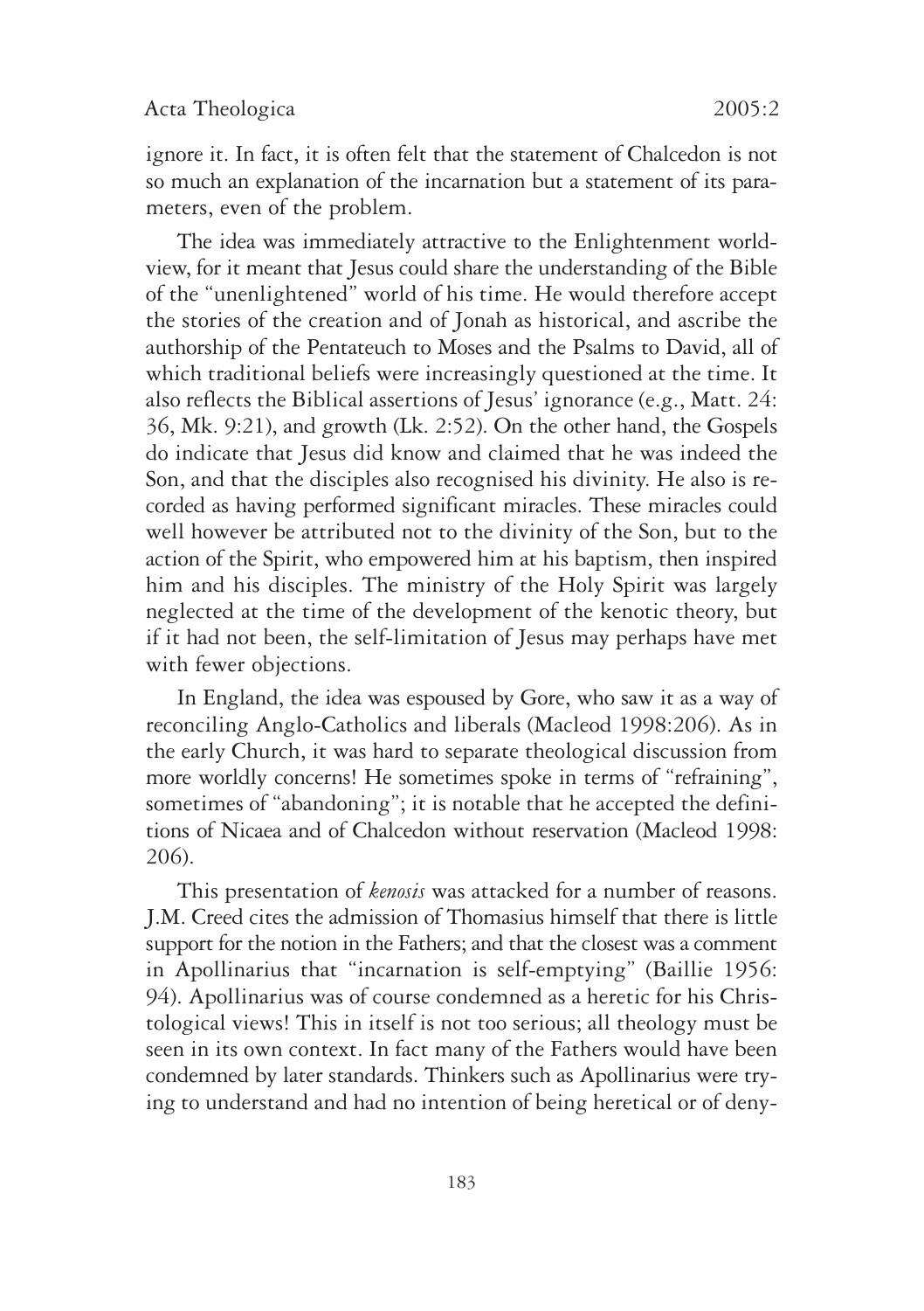ignore it. In fact, it is often felt that the statement of Chalcedon is not so much an explanation of the incarnation but a statement of its parameters, even of the problem.

The idea was immediately attractive to the Enlightenment worldview, for it meant that Jesus could share the understanding of the Bible of the "unenlightened" world of his time. He would therefore accept the stories of the creation and of Jonah as historical, and ascribe the authorship of the Pentateuch to Moses and the Psalms to David, all of which traditional beliefs were increasingly questioned at the time. It also reflects the Biblical assertions of Jesus' ignorance (e.g., Matt. 24: 36, Mk. 9:21), and growth (Lk. 2:52). On the other hand, the Gospels do indicate that Jesus did know and claimed that he was indeed the Son, and that the disciples also recognised his divinity. He also is recorded as having performed significant miracles. These miracles could well however be attributed not to the divinity of the Son, but to the action of the Spirit, who empowered him at his baptism, then inspired him and his disciples. The ministry of the Holy Spirit was largely neglected at the time of the development of the kenotic theory, but if it had not been, the self-limitation of Jesus may perhaps have met with fewer objections.

In England, the idea was espoused by Gore, who saw it as a way of reconciling Anglo-Catholics and liberals (Macleod 1998:206). As in the early Church, it was hard to separate theological discussion from more worldly concerns! He sometimes spoke in terms of "refraining", sometimes of "abandoning"; it is notable that he accepted the definitions of Nicaea and of Chalcedon without reservation (Macleod 1998: 206).

This presentation of *kenosis* was attacked for a number of reasons. J.M. Creed cites the admission of Thomasius himself that there is little support for the notion in the Fathers; and that the closest was a comment in Apollinarius that "incarnation is self-emptying" (Baillie 1956: 94). Apollinarius was of course condemned as a heretic for his Christological views! This in itself is not too serious; all theology must be seen in its own context. In fact many of the Fathers would have been condemned by later standards. Thinkers such as Apollinarius were trying to understand and had no intention of being heretical or of deny-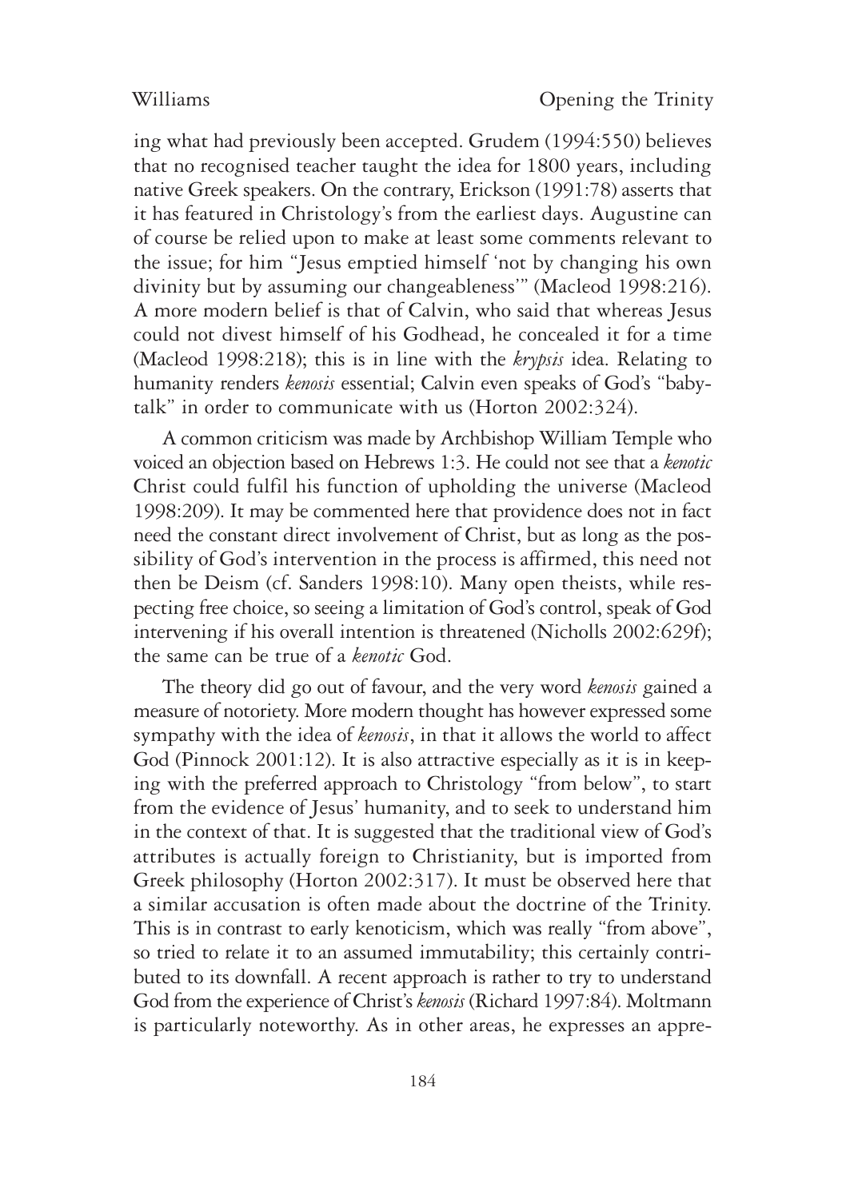ing what had previously been accepted. Grudem (1994:550) believes that no recognised teacher taught the idea for 1800 years, including native Greek speakers. On the contrary, Erickson (1991:78) asserts that it has featured in Christology's from the earliest days. Augustine can of course be relied upon to make at least some comments relevant to the issue; for him "Jesus emptied himself 'not by changing his own divinity but by assuming our changeableness'" (Macleod 1998:216). A more modern belief is that of Calvin, who said that whereas Jesus could not divest himself of his Godhead, he concealed it for a time (Macleod 1998:218); this is in line with the *krypsis* idea. Relating to humanity renders *kenosis* essential; Calvin even speaks of God's "baby-talk" in order to communicate with us (Horton 2002:324).

A common criticism was made by Archbishop William Temple who voiced an objection based on Hebrews 1:3. He could not see that a *kenotic* Christ could fulfil his function of upholding the universe (Macleod 1998:209). It may be commented here that providence does not in fact need the constant direct involvement of Christ, but as long as the possibility of God's intervention in the process is affirmed, this need not then be Deism (cf. Sanders 1998:10). Many open theists, while respecting free choice, so seeing a limitation of God's control, speak of God intervening if his overall intention is threatened (Nicholls 2002:629f); the same can be true of a *kenotic* God.

The theory did go out of favour, and the very word *kenosis* gained a measure of notoriety. More modern thought has however expressed some sympathy with the idea of *kenosis*, in that it allows the world to affect God (Pinnock 2001:12). It is also attractive especially as it is in keeping with the preferred approach to Christology "from below", to start from the evidence of Jesus' humanity, and to seek to understand him in the context of that. It is suggested that the traditional view of God's attributes is actually foreign to Christianity, but is imported from Greek philosophy (Horton 2002:317). It must be observed here that a similar accusation is often made about the doctrine of the Trinity. This is in contrast to early kenoticism, which was really "from above", so tried to relate it to an assumed immutability; this certainly contributed to its downfall. A recent approach is rather to try to understand God from the experience of Christ's *kenosis* (Richard 1997:84). Moltmann is particularly noteworthy. As in other areas, he expresses an appre-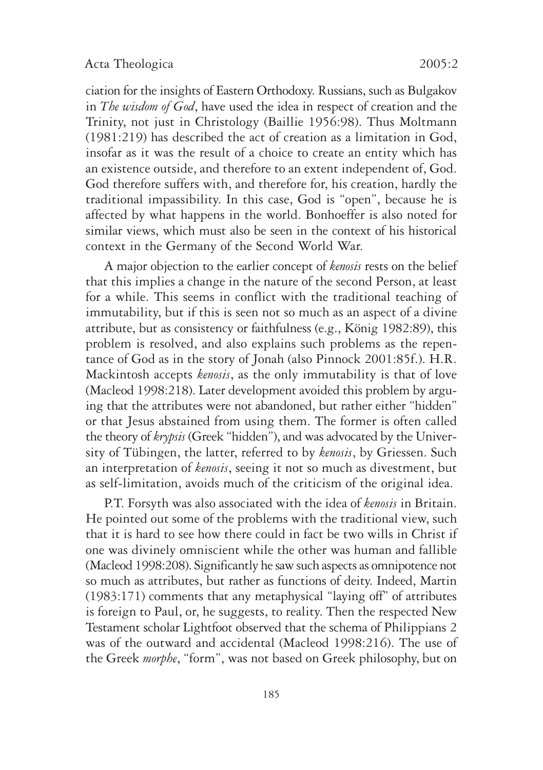ciation for the insights of Eastern Orthodoxy. Russians, such as Bulgakov in *The wisdom of God*, have used the idea in respect of creation and the Trinity, not just in Christology (Baillie 1956:98). Thus Moltmann (1981:219) has described the act of creation as a limitation in God, insofar as it was the result of a choice to create an entity which has an existence outside, and therefore to an extent independent of, God. God therefore suffers with, and therefore for, his creation, hardly the traditional impassibility. In this case, God is "open", because he is affected by what happens in the world. Bonhoeffer is also noted for similar views, which must also be seen in the context of his historical context in the Germany of the Second World War.

A major objection to the earlier concept of *kenosis* rests on the belief that this implies a change in the nature of the second Person, at least for a while. This seems in conflict with the traditional teaching of immutability, but if this is seen not so much as an aspect of a divine attribute, but as consistency or faithfulness (e.g., König 1982:89), this problem is resolved, and also explains such problems as the repentance of God as in the story of Jonah (also Pinnock 2001:85f.). H.R. Mackintosh accepts *kenosis*, as the only immutability is that of love (Macleod 1998:218). Later development avoided this problem by arguing that the attributes were not abandoned, but rather either "hidden" or that Jesus abstained from using them. The former is often called the theory of *krypsis* (Greek "hidden"), and was advocated by the University of Tübingen, the latter, referred to by *kenosis*, by Griessen. Such an interpretation of *kenosis*, seeing it not so much as divestment, but as self-limitation, avoids much of the criticism of the original idea.

P.T. Forsyth was also associated with the idea of *kenosis* in Britain. He pointed out some of the problems with the traditional view, such that it is hard to see how there could in fact be two wills in Christ if one was divinely omniscient while the other was human and fallible (Macleod 1998:208). Significantly he saw such aspects as omnipotence not so much as attributes, but rather as functions of deity. Indeed, Martin (1983:171) comments that any metaphysical "laying off" of attributes is foreign to Paul, or, he suggests, to reality. Then the respected New Testament scholar Lightfoot observed that the schema of Philippians 2 was of the outward and accidental (Macleod 1998:216). The use of the Greek *morphe*, "form", was not based on Greek philosophy, but on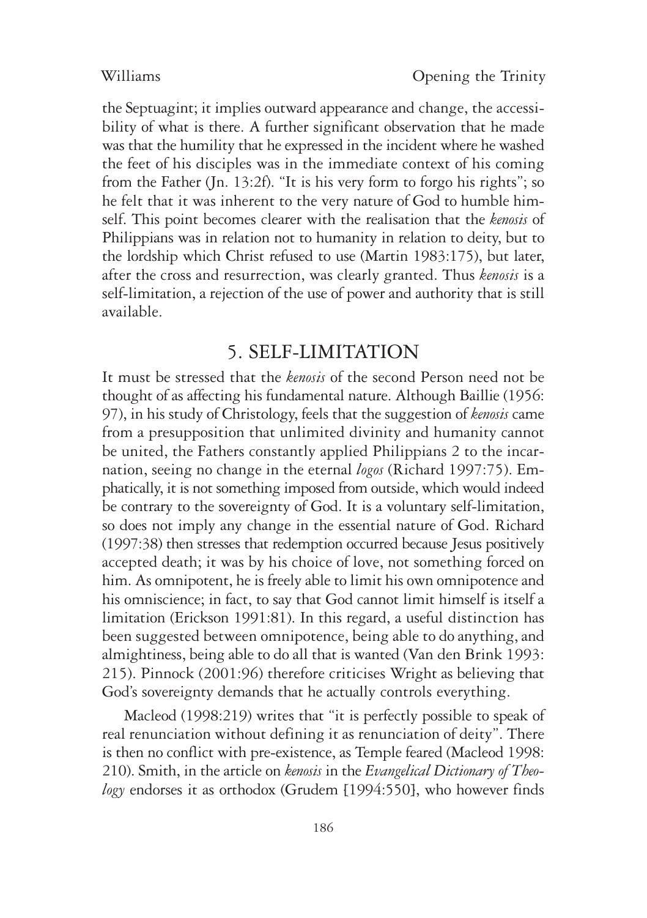the Septuagint; it implies outward appearance and change, the accessibility of what is there. A further significant observation that he made was that the humility that he expressed in the incident where he washed the feet of his disciples was in the immediate context of his coming from the Father (Jn. 13:2f). "It is his very form to forgo his rights"; so he felt that it was inherent to the very nature of God to humble himself. This point becomes clearer with the realisation that the *kenosis* of Philippians was in relation not to humanity in relation to deity, but to the lordship which Christ refused to use (Martin 1983:175), but later, after the cross and resurrection, was clearly granted. Thus *kenosis* is a self-limitation, a rejection of the use of power and authority that is still available.

## 5. SELF-LIMITATION

It must be stressed that the *kenosis* of the second Person need not be thought of as affecting his fundamental nature. Although Baillie (1956: 97), in his study of Christology, feels that the suggestion of *kenosis* came from a presupposition that unlimited divinity and humanity cannot be united, the Fathers constantly applied Philippians 2 to the incarnation, seeing no change in the eternal *logos* (Richard 1997:75). Emphatically, it is not something imposed from outside, which would indeed be contrary to the sovereignty of God. It is a voluntary self-limitation, so does not imply any change in the essential nature of God. Richard (1997:38) then stresses that redemption occurred because Jesus positively accepted death; it was by his choice of love, not something forced on him. As omnipotent, he is freely able to limit his own omnipotence and his omniscience; in fact, to say that God cannot limit himself is itself a limitation (Erickson 1991:81). In this regard, a useful distinction has been suggested between omnipotence, being able to do anything, and almightiness, being able to do all that is wanted (Van den Brink 1993: 215). Pinnock (2001:96) therefore criticises Wright as believing that God's sovereignty demands that he actually controls everything.

Macleod (1998:219) writes that "it is perfectly possible to speak of real renunciation without defining it as renunciation of deity". There is then no conflict with pre-existence, as Temple feared (Macleod 1998: 210). Smith, in the article on *kenosis* in the *Evangelical Dictionary of Theology* endorses it as orthodox (Grudem [1994:550], who however finds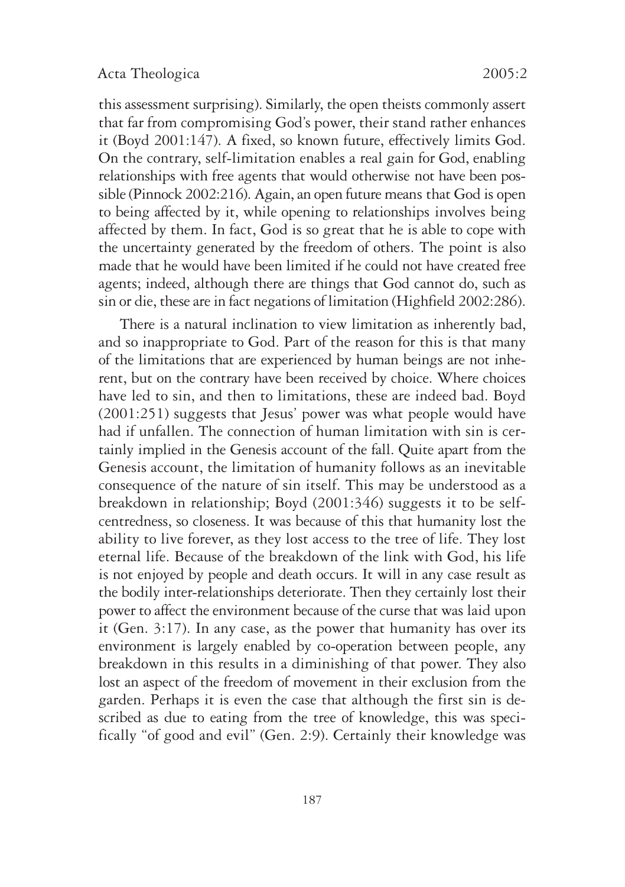this assessment surprising). Similarly, the open theists commonly assert that far from compromising God's power, their stand rather enhances it (Boyd 2001:147). A fixed, so known future, effectively limits God. On the contrary, self-limitation enables a real gain for God, enabling relationships with free agents that would otherwise not have been possible (Pinnock 2002:216). Again, an open future means that God is open to being affected by it, while opening to relationships involves being affected by them. In fact, God is so great that he is able to cope with the uncertainty generated by the freedom of others. The point is also made that he would have been limited if he could not have created free agents; indeed, although there are things that God cannot do, such as sin or die, these are in fact negations of limitation (Highfield 2002:286).

There is a natural inclination to view limitation as inherently bad, and so inappropriate to God. Part of the reason for this is that many of the limitations that are experienced by human beings are not inherent, but on the contrary have been received by choice. Where choices have led to sin, and then to limitations, these are indeed bad. Boyd (2001:251) suggests that Jesus' power was what people would have had if unfallen. The connection of human limitation with sin is certainly implied in the Genesis account of the fall. Quite apart from the Genesis account, the limitation of humanity follows as an inevitable consequence of the nature of sin itself. This may be understood as a breakdown in relationship; Boyd (2001:346) suggests it to be self-centredness, so closeness. It was because of this that humanity lost the ability to live forever, as they lost access to the tree of life. They lost eternal life. Because of the breakdown of the link with God, his life is not enjoyed by people and death occurs. It will in any case result as the bodily inter-relationships deteriorate. Then they certainly lost their power to affect the environment because of the curse that was laid upon it (Gen. 3:17). In any case, as the power that humanity has over its environment is largely enabled by co-operation between people, any breakdown in this results in a diminishing of that power. They also lost an aspect of the freedom of movement in their exclusion from the garden. Perhaps it is even the case that although the first sin is described as due to eating from the tree of knowledge, this was specifically "of good and evil" (Gen. 2:9). Certainly their knowledge was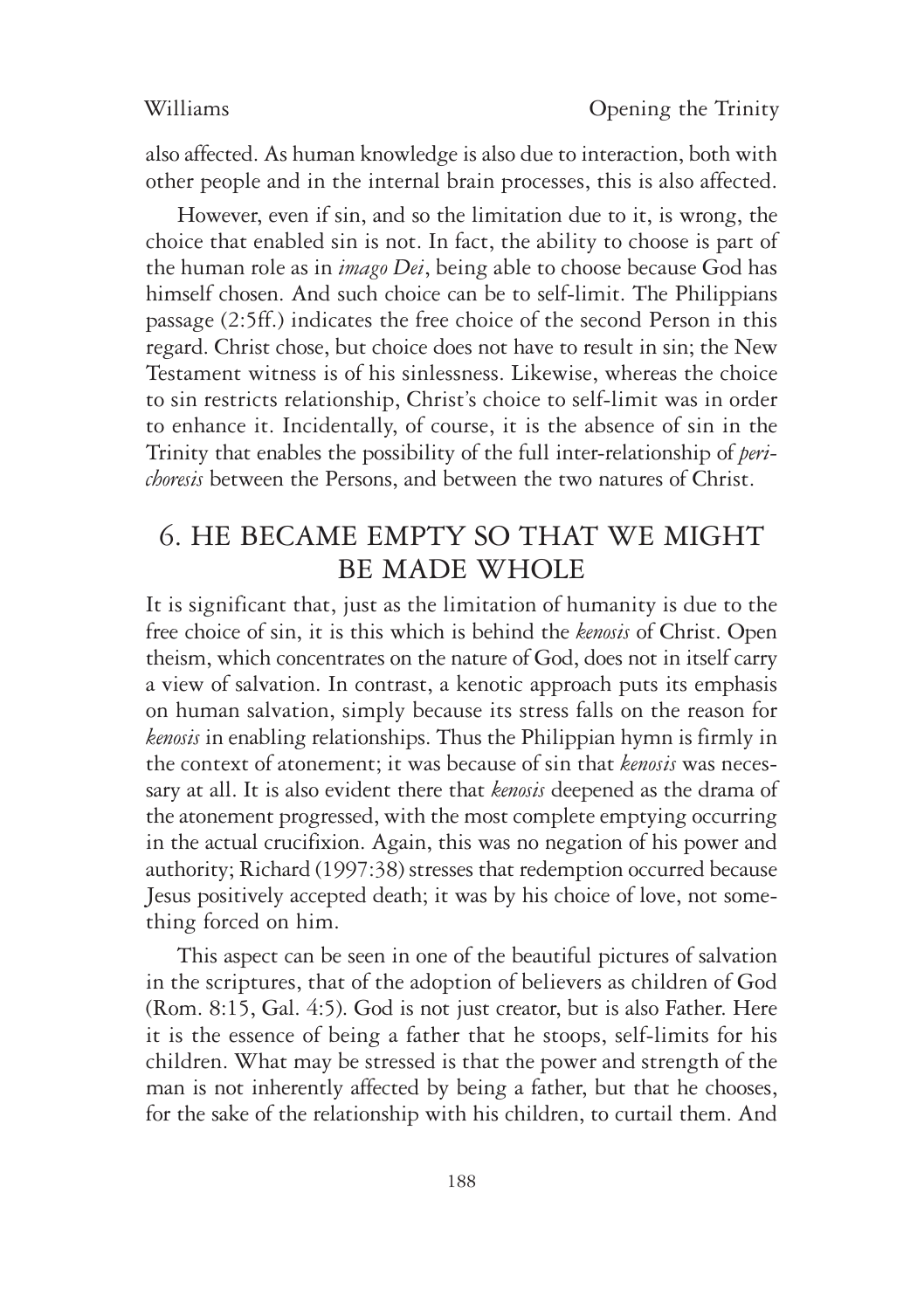also affected. As human knowledge is also due to interaction, both with other people and in the internal brain processes, this is also affected.

However, even if sin, and so the limitation due to it, is wrong, the choice that enabled sin is not. In fact, the ability to choose is part of the human role as in *imago Dei*, being able to choose because God has himself chosen. And such choice can be to self-limit. The Philippians passage (2:5ff.) indicates the free choice of the second Person in this regard. Christ chose, but choice does not have to result in sin; the New Testament witness is of his sinlessness. Likewise, whereas the choice to sin restricts relationship, Christ's choice to self-limit was in order to enhance it. Incidentally, of course, it is the absence of sin in the Trinity that enables the possibility of the full inter-relationship of *perichoresis* between the Persons, and between the two natures of Christ.

## 6. HE BECAME EMPTY SO THAT WE MIGHT BE MADE WHOLE

It is significant that, just as the limitation of humanity is due to the free choice of sin, it is this which is behind the *kenosis* of Christ. Open theism, which concentrates on the nature of God, does not in itself carry a view of salvation. In contrast, a kenotic approach puts its emphasis on human salvation, simply because its stress falls on the reason for *kenosis* in enabling relationships. Thus the Philippian hymn is firmly in the context of atonement; it was because of sin that *kenosis* was necessary at all. It is also evident there that *kenosis* deepened as the drama of the atonement progressed, with the most complete emptying occurring in the actual crucifixion. Again, this was no negation of his power and authority; Richard (1997:38) stresses that redemption occurred because Jesus positively accepted death; it was by his choice of love, not something forced on him.

This aspect can be seen in one of the beautiful pictures of salvation in the scriptures, that of the adoption of believers as children of God (Rom. 8:15, Gal. 4:5). God is not just creator, but is also Father. Here it is the essence of being a father that he stoops, self-limits for his children. What may be stressed is that the power and strength of the man is not inherently affected by being a father, but that he chooses, for the sake of the relationship with his children, to curtail them. And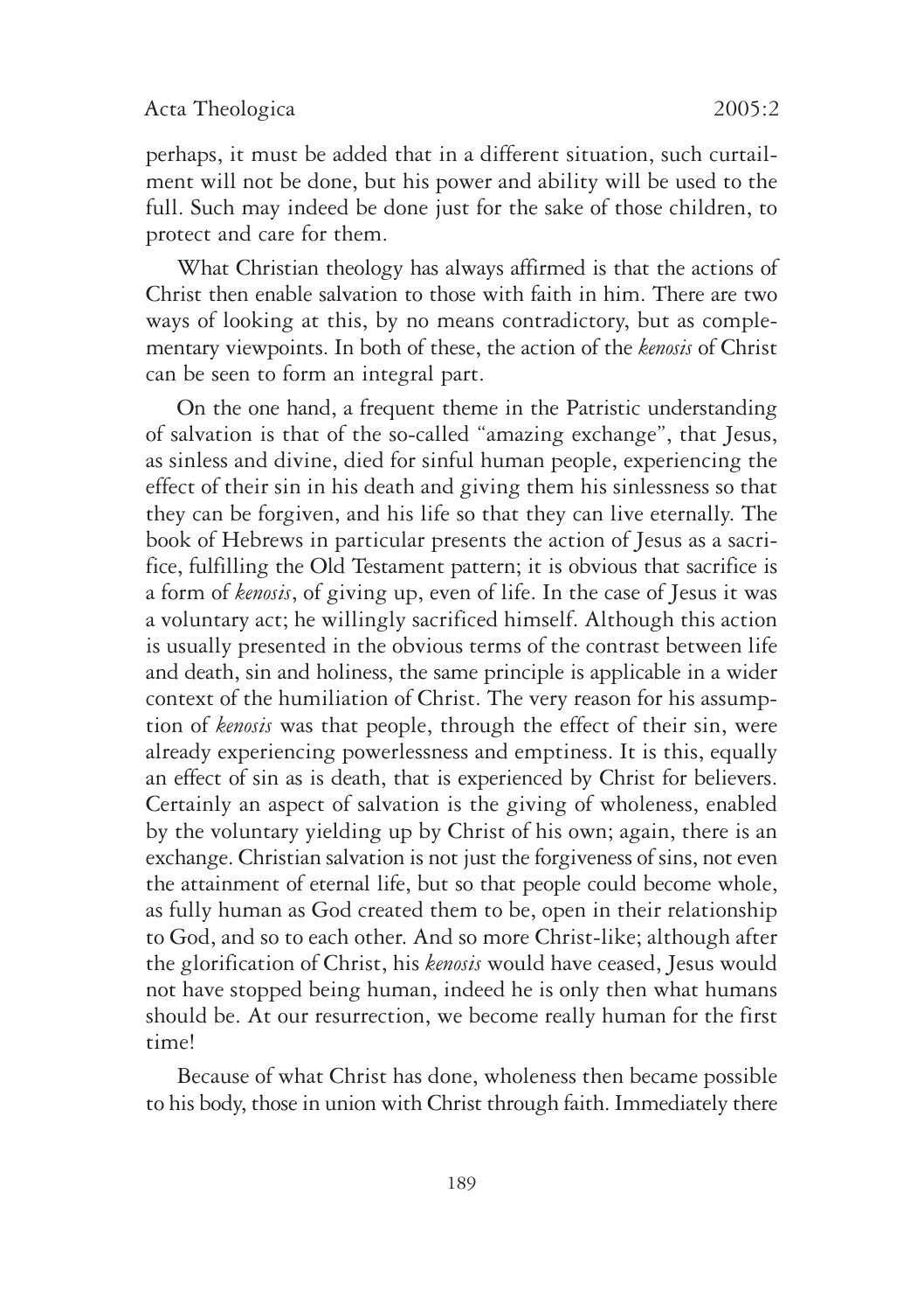perhaps, it must be added that in a different situation, such curtailment will not be done, but his power and ability will be used to the full. Such may indeed be done just for the sake of those children, to protect and care for them.

What Christian theology has always affirmed is that the actions of Christ then enable salvation to those with faith in him. There are two ways of looking at this, by no means contradictory, but as complementary viewpoints. In both of these, the action of the *kenosis* of Christ can be seen to form an integral part.

On the one hand, a frequent theme in the Patristic understanding of salvation is that of the so-called "amazing exchange", that Jesus, as sinless and divine, died for sinful human people, experiencing the effect of their sin in his death and giving them his sinlessness so that they can be forgiven, and his life so that they can live eternally. The book of Hebrews in particular presents the action of Jesus as a sacrifice, fulfilling the Old Testament pattern; it is obvious that sacrifice is a form of *kenosis*, of giving up, even of life. In the case of Jesus it was a voluntary act; he willingly sacrificed himself. Although this action is usually presented in the obvious terms of the contrast between life and death, sin and holiness, the same principle is applicable in a wider context of the humiliation of Christ. The very reason for his assumption of *kenosis* was that people, through the effect of their sin, were already experiencing powerlessness and emptiness. It is this, equally an effect of sin as is death, that is experienced by Christ for believers. Certainly an aspect of salvation is the giving of wholeness, enabled by the voluntary yielding up by Christ of his own; again, there is an exchange. Christian salvation is not just the forgiveness of sins, not even the attainment of eternal life, but so that people could become whole, as fully human as God created them to be, open in their relationship to God, and so to each other. And so more Christ-like; although after the glorification of Christ, his *kenosis* would have ceased, Jesus would not have stopped being human, indeed he is only then what humans should be. At our resurrection, we become really human for the first time!

Because of what Christ has done, wholeness then became possible to his body, those in union with Christ through faith. Immediately there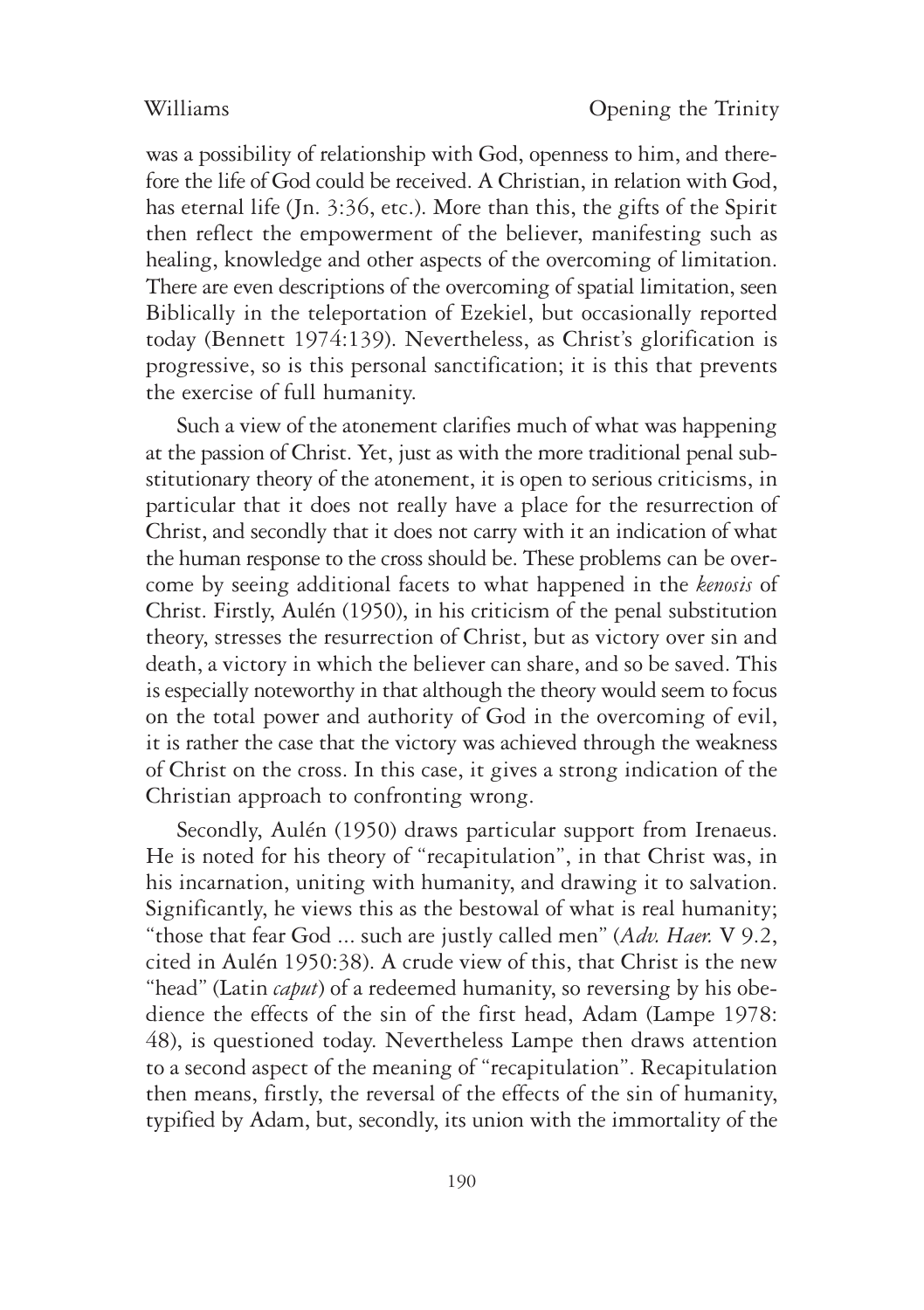was a possibility of relationship with God, openness to him, and therefore the life of God could be received. A Christian, in relation with God, has eternal life (Jn. 3:36, etc.). More than this, the gifts of the Spirit then reflect the empowerment of the believer, manifesting such as healing, knowledge and other aspects of the overcoming of limitation. There are even descriptions of the overcoming of spatial limitation, seen Biblically in the teleportation of Ezekiel, but occasionally reported today (Bennett 1974:139). Nevertheless, as Christ's glorification is progressive, so is this personal sanctification; it is this that prevents the exercise of full humanity.

Such a view of the atonement clarifies much of what was happening at the passion of Christ. Yet, just as with the more traditional penal substitutionary theory of the atonement, it is open to serious criticisms, in particular that it does not really have a place for the resurrection of Christ, and secondly that it does not carry with it an indication of what the human response to the cross should be. These problems can be overcome by seeing additional facets to what happened in the *kenosis* of Christ. Firstly, Aulén (1950), in his criticism of the penal substitution theory, stresses the resurrection of Christ, but as victory over sin and death, a victory in which the believer can share, and so be saved. This is especially noteworthy in that although the theory would seem to focus on the total power and authority of God in the overcoming of evil, it is rather the case that the victory was achieved through the weakness of Christ on the cross. In this case, it gives a strong indication of the Christian approach to confronting wrong.

Secondly, Aulén (1950) draws particular support from Irenaeus. He is noted for his theory of "recapitulation", in that Christ was, in his incarnation, uniting with humanity, and drawing it to salvation. Significantly, he views this as the bestowal of what is real humanity; "those that fear God ... such are justly called men" (*Adv. Haer.* V 9.2, cited in Aulén 1950:38). A crude view of this, that Christ is the new "head" (Latin *caput*) of a redeemed humanity, so reversing by his obedience the effects of the sin of the first head, Adam (Lampe 1978: 48), is questioned today. Nevertheless Lampe then draws attention to a second aspect of the meaning of "recapitulation". Recapitulation then means, firstly, the reversal of the effects of the sin of humanity, typified by Adam, but, secondly, its union with the immortality of the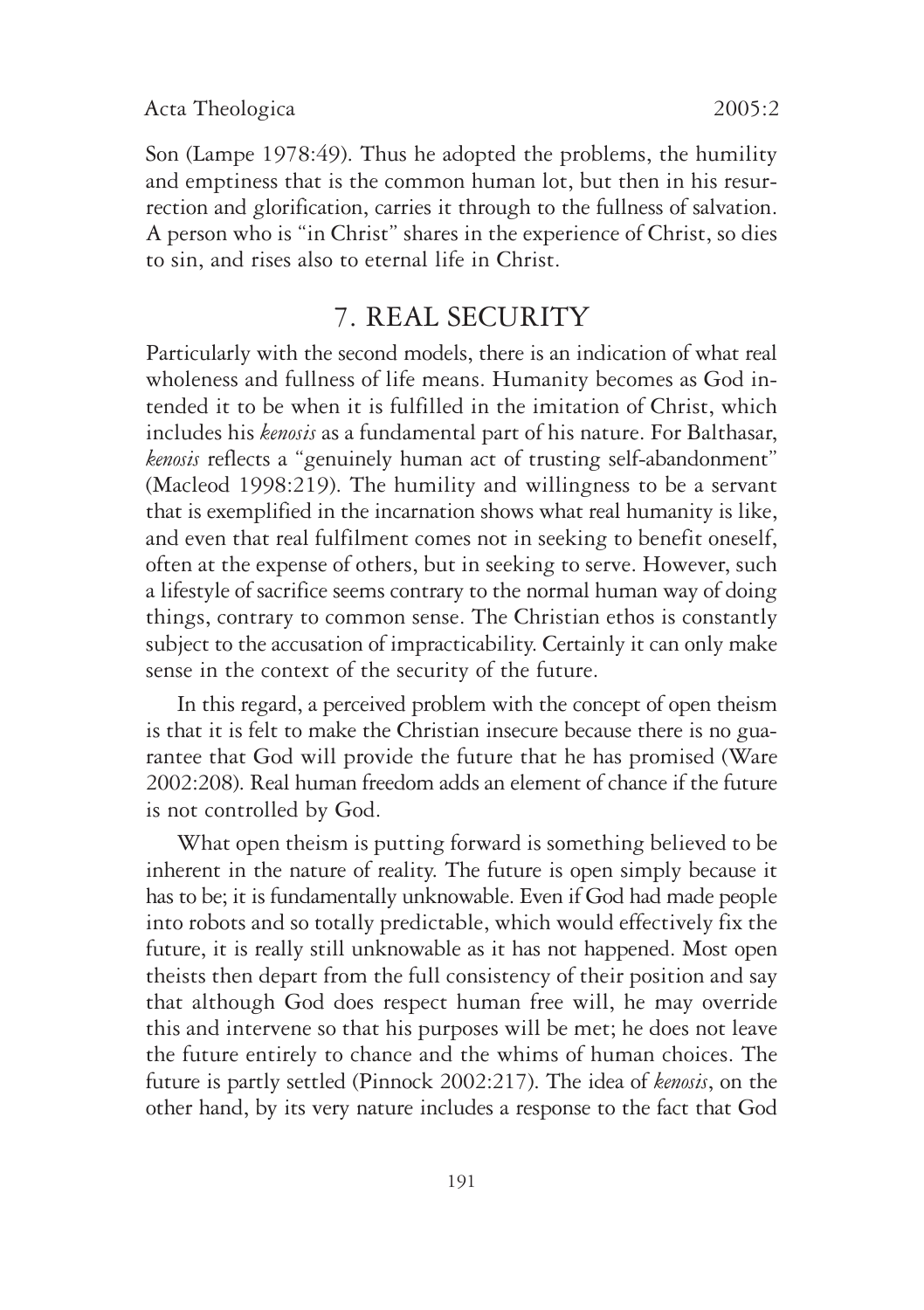Son (Lampe 1978:49). Thus he adopted the problems, the humility and emptiness that is the common human lot, but then in his resurrection and glorification, carries it through to the fullness of salvation. A person who is "in Christ" shares in the experience of Christ, so dies to sin, and rises also to eternal life in Christ.

## 7. REAL SECURITY

Particularly with the second models, there is an indication of what real wholeness and fullness of life means. Humanity becomes as God intended it to be when it is fulfilled in the imitation of Christ, which includes his *kenosis* as a fundamental part of his nature. For Balthasar, *kenosis* reflects a "genuinely human act of trusting self-abandonment" (Macleod 1998:219). The humility and willingness to be a servant that is exemplified in the incarnation shows what real humanity is like, and even that real fulfilment comes not in seeking to benefit oneself, often at the expense of others, but in seeking to serve. However, such a lifestyle of sacrifice seems contrary to the normal human way of doing things, contrary to common sense. The Christian ethos is constantly subject to the accusation of impracticability. Certainly it can only make sense in the context of the security of the future.

In this regard, a perceived problem with the concept of open theism is that it is felt to make the Christian insecure because there is no guarantee that God will provide the future that he has promised (Ware 2002:208). Real human freedom adds an element of chance if the future is not controlled by God.

What open theism is putting forward is something believed to be inherent in the nature of reality. The future is open simply because it has to be; it is fundamentally unknowable. Even if God had made people into robots and so totally predictable, which would effectively fix the future, it is really still unknowable as it has not happened. Most open theists then depart from the full consistency of their position and say that although God does respect human free will, he may override this and intervene so that his purposes will be met; he does not leave the future entirely to chance and the whims of human choices. The future is partly settled (Pinnock 2002:217). The idea of *kenosis*, on the other hand, by its very nature includes a response to the fact that God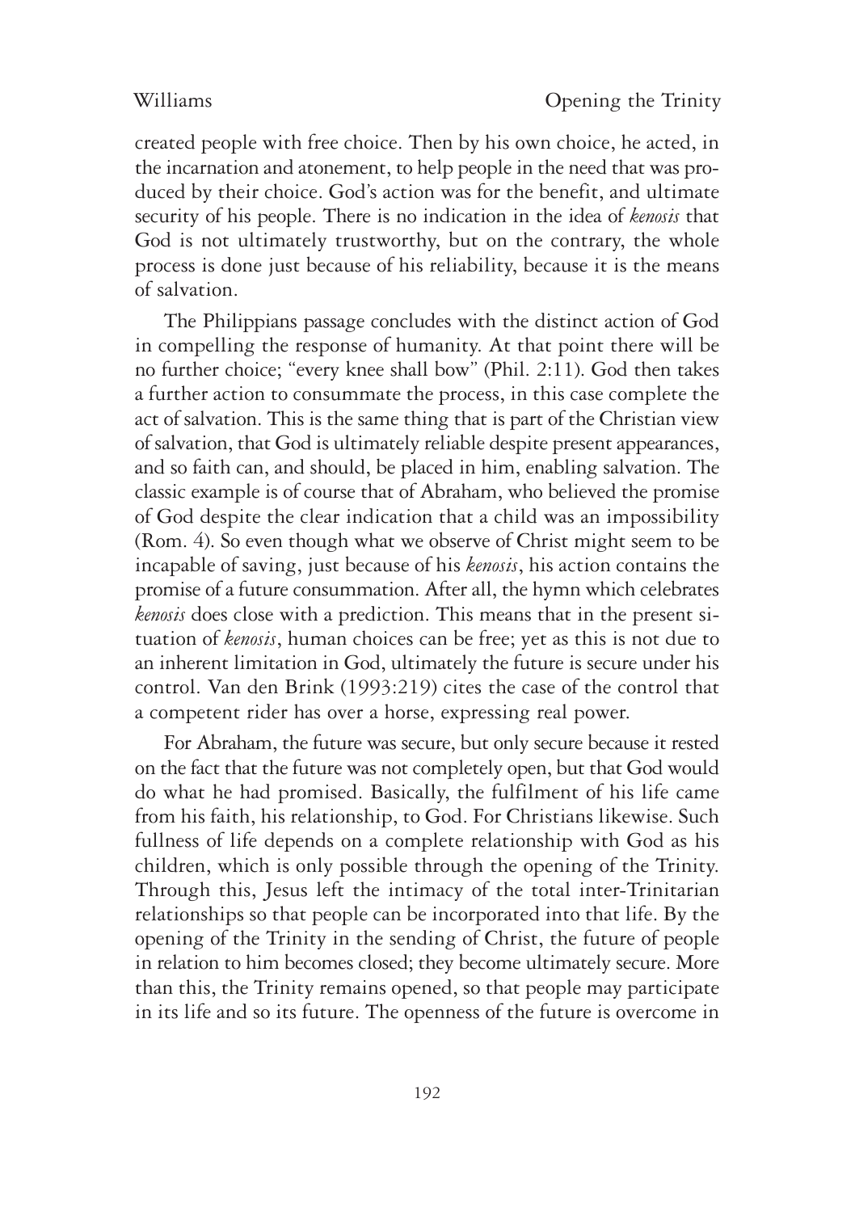created people with free choice. Then by his own choice, he acted, in the incarnation and atonement, to help people in the need that was produced by their choice. God's action was for the benefit, and ultimate security of his people. There is no indication in the idea of *kenosis* that God is not ultimately trustworthy, but on the contrary, the whole process is done just because of his reliability, because it is the means of salvation.

The Philippians passage concludes with the distinct action of God in compelling the response of humanity. At that point there will be no further choice; "every knee shall bow" (Phil. 2:11). God then takes a further action to consummate the process, in this case complete the act of salvation. This is the same thing that is part of the Christian view of salvation, that God is ultimately reliable despite present appearances, and so faith can, and should, be placed in him, enabling salvation. The classic example is of course that of Abraham, who believed the promise of God despite the clear indication that a child was an impossibility (Rom. 4). So even though what we observe of Christ might seem to be incapable of saving, just because of his *kenosis*, his action contains the promise of a future consummation. After all, the hymn which celebrates *kenosis* does close with a prediction. This means that in the present situation of *kenosis*, human choices can be free; yet as this is not due to an inherent limitation in God, ultimately the future is secure under his control. Van den Brink (1993:219) cites the case of the control that a competent rider has over a horse, expressing real power.

For Abraham, the future was secure, but only secure because it rested on the fact that the future was not completely open, but that God would do what he had promised. Basically, the fulfilment of his life came from his faith, his relationship, to God. For Christians likewise. Such fullness of life depends on a complete relationship with God as his children, which is only possible through the opening of the Trinity. Through this, Jesus left the intimacy of the total inter-Trinitarian relationships so that people can be incorporated into that life. By the opening of the Trinity in the sending of Christ, the future of people in relation to him becomes closed; they become ultimately secure. More than this, the Trinity remains opened, so that people may participate in its life and so its future. The openness of the future is overcome in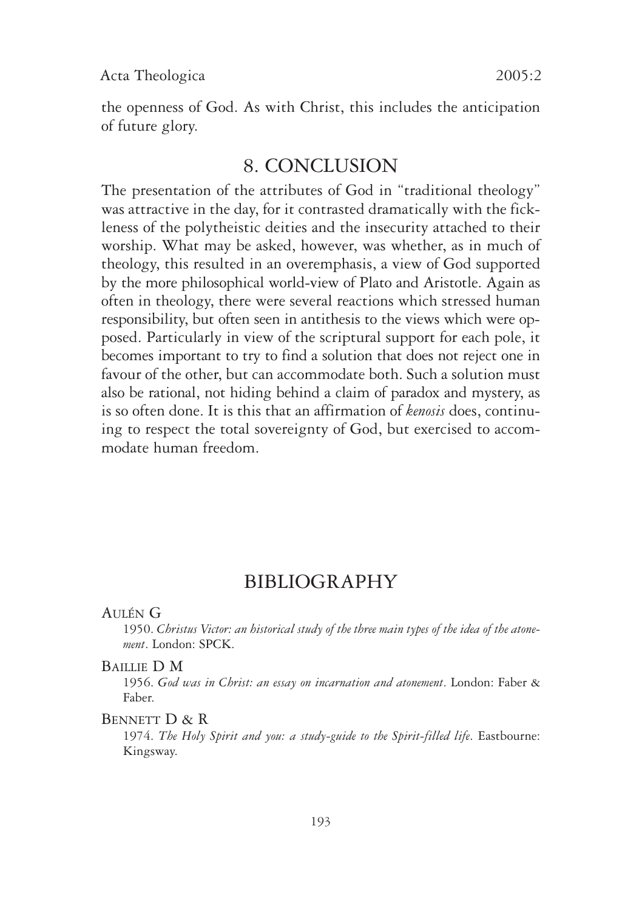the openness of God. As with Christ, this includes the anticipation of future glory.

## 8. CONCLUSION

The presentation of the attributes of God in "traditional theology" was attractive in the day, for it contrasted dramatically with the fickleness of the polytheistic deities and the insecurity attached to their worship. What may be asked, however, was whether, as in much of theology, this resulted in an overemphasis, a view of God supported by the more philosophical world-view of Plato and Aristotle. Again as often in theology, there were several reactions which stressed human responsibility, but often seen in antithesis to the views which were opposed. Particularly in view of the scriptural support for each pole, it becomes important to try to find a solution that does not reject one in favour of the other, but can accommodate both. Such a solution must also be rational, not hiding behind a claim of paradox and mystery, as is so often done. It is this that an affirmation of *kenosis* does, continuing to respect the total sovereignty of God, but exercised to accommodate human freedom.

## BIBLIOGRAPHY

AULÉN G

1950. *Christus Victor: an historical study of the three main types of the idea of the atonement*. London: SPCK.

BAILLIE D M

1956. *God was in Christ: an essay on incarnation and atonement*. London: Faber & Faber.

BENNETT D & R

1974. *The Holy Spirit and you: a study-guide to the Spirit-filled life*. Eastbourne: Kingsway.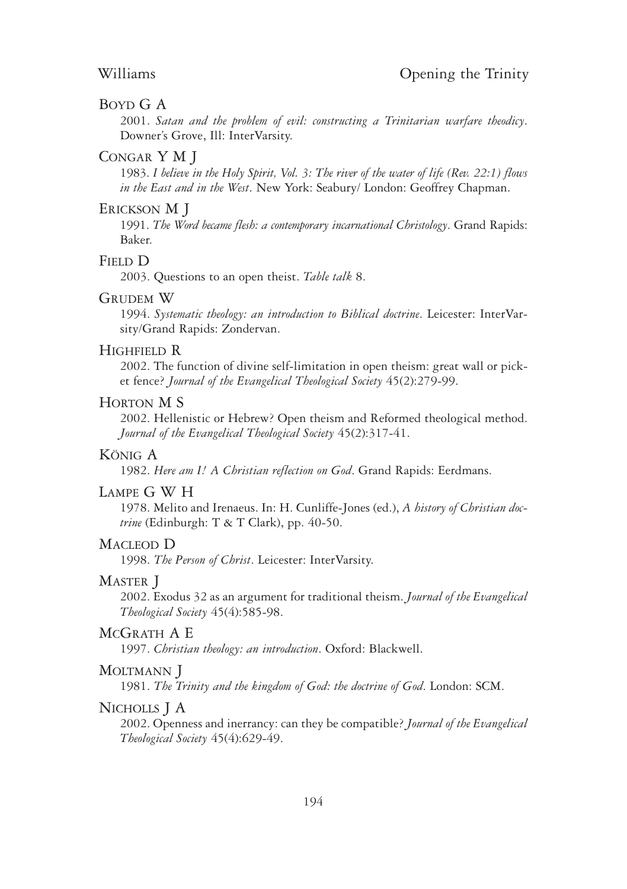BOYD G A

2001. *Satan and the problem of evil: constructing a Trinitarian warfare theodicy*. Downer's Grove, Ill: InterVarsity.

CONGAR Y M J

1983. *I believe in the Holy Spirit, Vol. 3: The river of the water of life (Rev. 22:1) flows in the East and in the West*. New York: Seabury/ London: Geoffrey Chapman.

ERICKSON M J

1991. *The Word became flesh: a contemporary incarnational Christology*. Grand Rapids: Baker.

FIELD D

2003. Questions to an open theist. *Table talk* 8.

GRUDEM W

1994. *Systematic theology: an introduction to Biblical doctrine*. Leicester: InterVarsity/Grand Rapids: Zondervan.

HIGHFIELD R

2002. The function of divine self-limitation in open theism: great wall or picket fence? *Journal of the Evangelical Theological Society* 45(2):279-99.

HORTON M S

2002. Hellenistic or Hebrew? Open theism and Reformed theological method. *Journal of the Evangelical Theological Society* 45(2):317-41.

KÖNIG A

1982. *Here am I! A Christian reflection on God*. Grand Rapids: Eerdmans.

LAMPE G W H

1978. Melito and Irenaeus. In: H. Cunliffe-Jones (ed.), *A history of Christian doctrine* (Edinburgh: T & T Clark), pp. 40-50.

MACLEOD D

1998. *The Person of Christ*. Leicester: InterVarsity.

MASTER J

2002. Exodus 32 as an argument for traditional theism. *Journal of the Evangelical Theological Society* 45(4):585-98.

MCGRATH A E

1997. *Christian theology: an introduction*. Oxford: Blackwell.

MOLTMANN J

1981. *The Trinity and the kingdom of God: the doctrine of God*. London: SCM.

NICHOLLS J A

2002. Openness and inerrancy: can they be compatible? *Journal of the Evangelical Theological Society* 45(4):629-49.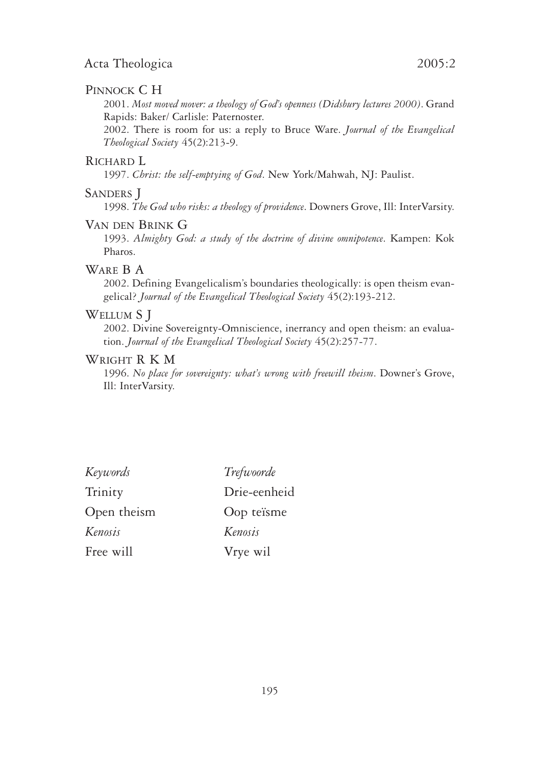PINNOCK C H

2001. *Most moved mover: a theology of God's openness (Didsbury lectures 2000)*. Grand Rapids: Baker/ Carlisle: Paternoster.

2002. There is room for us: a reply to Bruce Ware. *Journal of the Evangelical Theological Society* 45(2):213-9.

RICHARD L

1997. *Christ: the self-emptying of God*. New York/Mahwah, NJ: Paulist.

SANDERS J

1998. *The God who risks: a theology of providence*. Downers Grove, Ill: InterVarsity.

VAN DEN BRINK G

1993. *Almighty God: a study of the doctrine of divine omnipotence*. Kampen: Kok Pharos.

WARE B A

2002. Defining Evangelicalism's boundaries theologically: is open theism evangelical? *Journal of the Evangelical Theological Society* 45(2):193-212.

WELLUM S J

2002. Divine Sovereignty-Omniscience, inerrancy and open theism: an evaluation. *Journal of the Evangelical Theological Society* 45(2):257-77.

WRIGHT R K M

1996. *No place for sovereignty: what's wrong with freewill theism*. Downer's Grove, Ill: InterVarsity.

| *Keywords* | *Trefwoorde* |
|---|---|
| Trinity | Drie-eenheid |
| Open theism | Oop teïsme |
| *Kenosis* | *Kenosis* |
| Free will | Vrye wil |